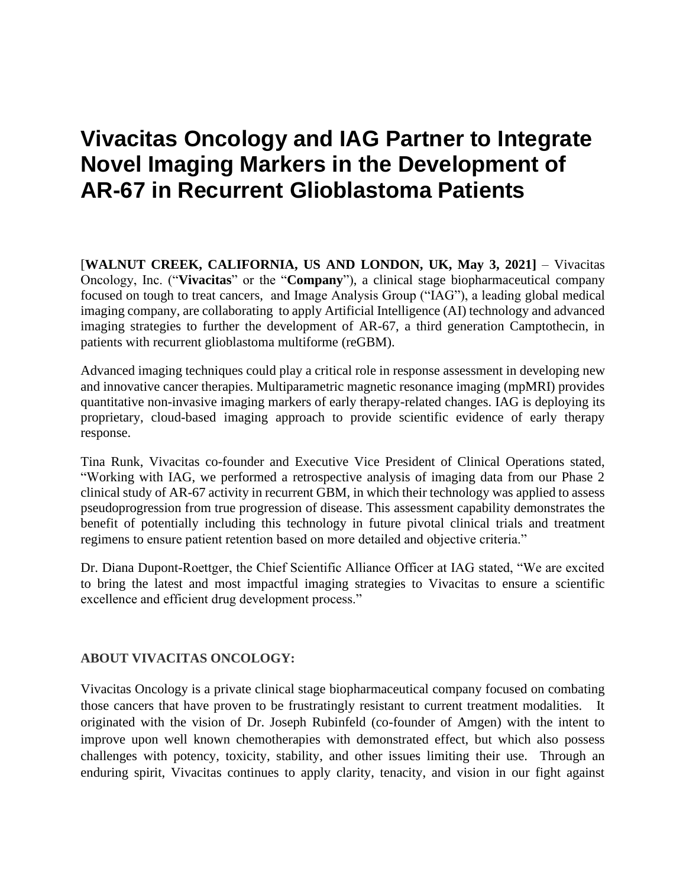# Vivacitas Oncology and IAG Partner to Integrate Novel Imaging Markers in the Development of AR-67 in Recurrent Glioblastoma Patients

[**WALNUT CREEK, CALIFORNIA, US AND LONDON, UK, May 3, 2021]** – Vivacitas Oncology, Inc. ("**Vivacitas**" or the "**Company**"), a clinical stage biopharmaceutical company focused on tough to treat cancers, and Image Analysis Group ("IAG"), a leading global medical imaging company, are collaborating to apply Artificial Intelligence (AI) technology and advanced imaging strategies to further the development of AR-67, a third generation Camptothecin, in patients with recurrent glioblastoma multiforme (reGBM).

Advanced imaging techniques could play a critical role in response assessment in developing new and innovative cancer therapies. Multiparametric magnetic resonance imaging (mpMRI) provides quantitative non-invasive imaging markers of early therapy-related changes. IAG is deploying its proprietary, cloud-based imaging approach to provide scientific evidence of early therapy response.

Tina Runk, Vivacitas co-founder and Executive Vice President of Clinical Operations stated, "Working with IAG, we performed a retrospective analysis of imaging data from our Phase 2 clinical study of AR-67 activity in recurrent GBM, in which their technology was applied to assess pseudoprogression from true progression of disease. This assessment capability demonstrates the benefit of potentially including this technology in future pivotal clinical trials and treatment regimens to ensure patient retention based on more detailed and objective criteria."

Dr. Diana Dupont-Roettger, the Chief Scientific Alliance Officer at IAG stated, "We are excited to bring the latest and most impactful imaging strategies to Vivacitas to ensure a scientific excellence and efficient drug development process."

**ABOUT VIVACITAS ONCOLOGY:**

Vivacitas Oncology is a private clinical stage biopharmaceutical company focused on combating those cancers that have proven to be frustratingly resistant to current treatment modalities. It originated with the vision of Dr. Joseph Rubinfeld (co-founder of Amgen) with the intent to improve upon well known chemotherapies with demonstrated effect, but which also possess challenges with potency, toxicity, stability, and other issues limiting their use. Through an enduring spirit, Vivacitas continues to apply clarity, tenacity, and vision in our fight against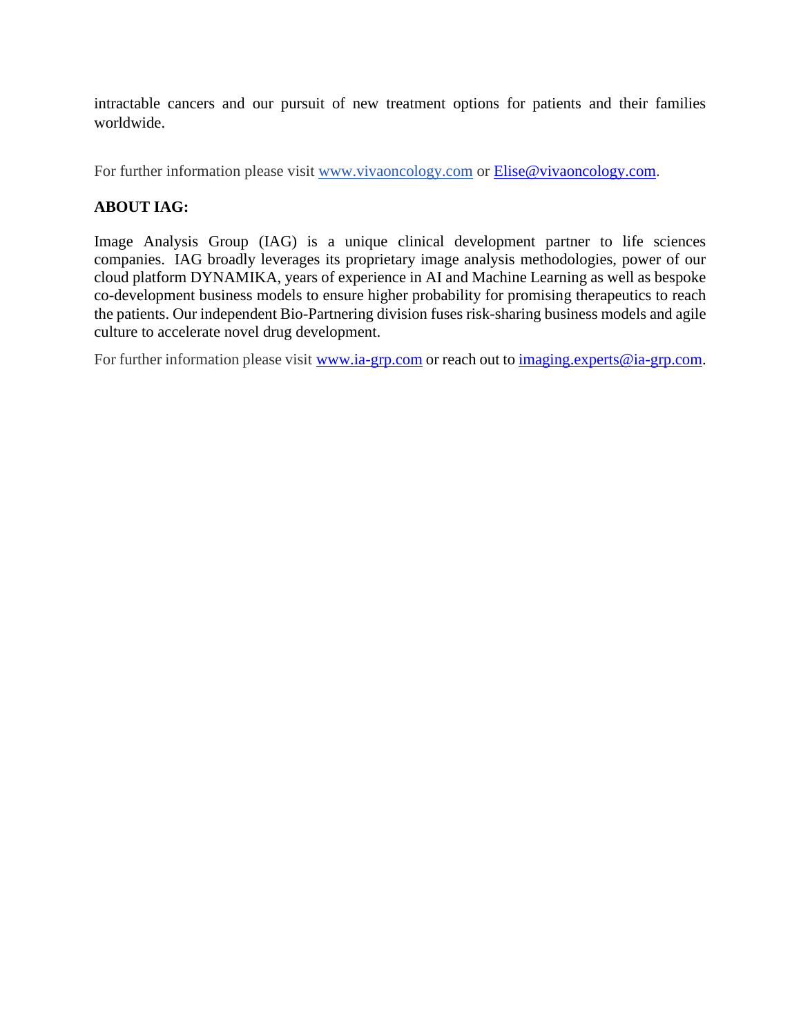intractable cancers and our pursuit of new treatment options for patients and their families worldwide.

For further information please visit www.vivaoncology.com or Elise@vivaoncology.com.

**ABOUT IAG:**

Image Analysis Group (IAG) is a unique clinical development partner to life sciences companies. IAG broadly leverages its proprietary image analysis methodologies, power of our cloud platform DYNAMIKA, years of experience in AI and Machine Learning as well as bespoke co-development business models to ensure higher probability for promising therapeutics to reach the patients. Our independent Bio-Partnering division fuses risk-sharing business models and agile culture to accelerate novel drug development.

For further information please visit www.ia-grp.com or reach out to imaging.experts@ia-grp.com.